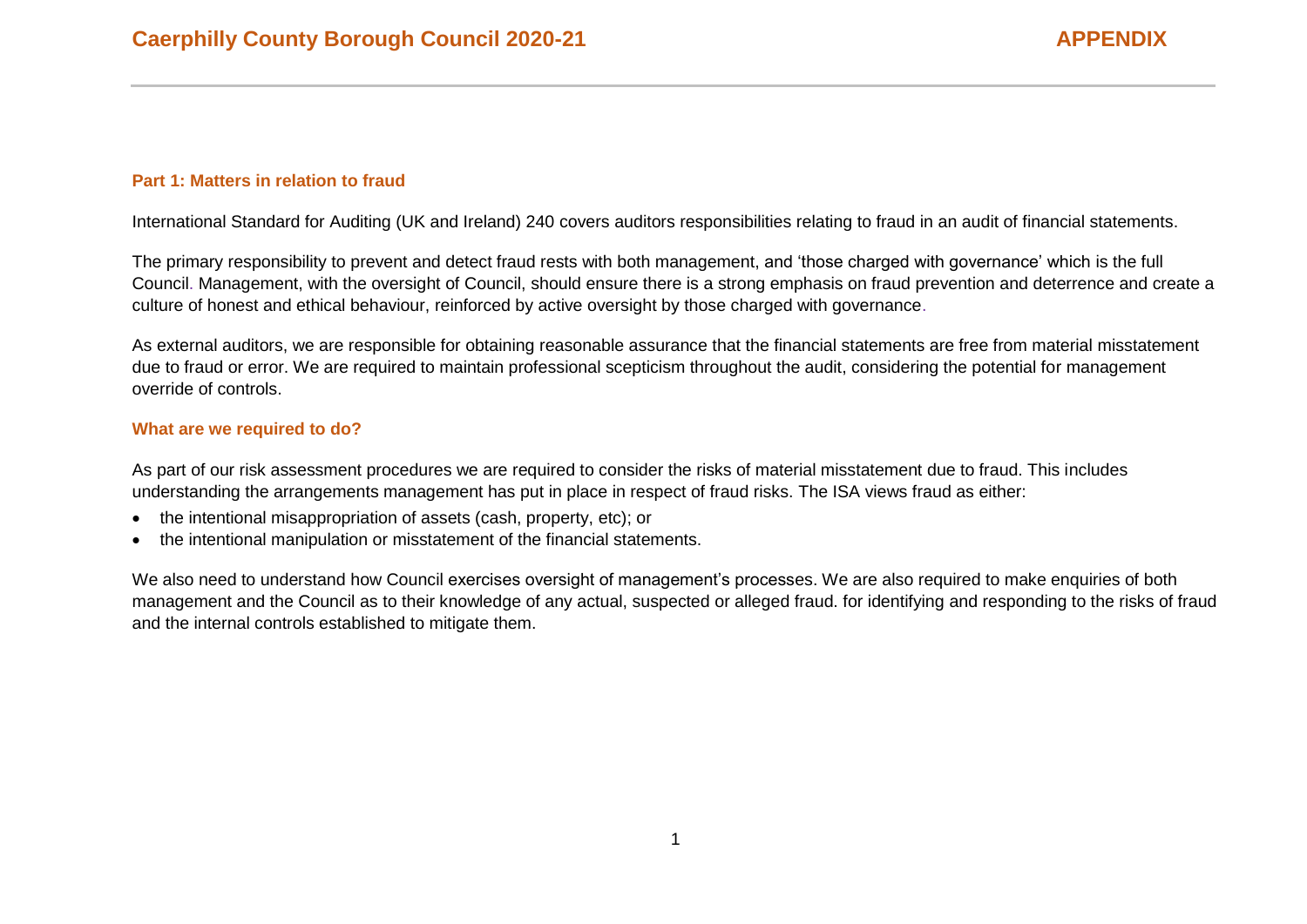# Caerphilly County Borough Council 2020-21

**APPENDIX**

## Part 1: Matters in relation to fraud

International Standard for Auditing (UK and Ireland) 240 covers auditors responsibilities relating to fraud in an audit of financial statements.

The primary responsibility to prevent and detect fraud rests with both management, and 'those charged with governance' which is the full Council. Management, with the oversight of Council, should ensure there is a strong emphasis on fraud prevention and deterrence and create a culture of honest and ethical behaviour, reinforced by active oversight by those charged with governance.

As external auditors, we are responsible for obtaining reasonable assurance that the financial statements are free from material misstatement due to fraud or error. We are required to maintain professional scepticism throughout the audit, considering the potential for management override of controls.

## What are we required to do?

As part of our risk assessment procedures we are required to consider the risks of material misstatement due to fraud. This includes understanding the arrangements management has put in place in respect of fraud risks. The ISA views fraud as either:

- the intentional misappropriation of assets (cash, property, etc); or
- the intentional manipulation or misstatement of the financial statements.

We also need to understand how Council exercises oversight of management's processes. We are also required to make enquiries of both management and the Council as to their knowledge of any actual, suspected or alleged fraud. for identifying and responding to the risks of fraud and the internal controls established to mitigate them.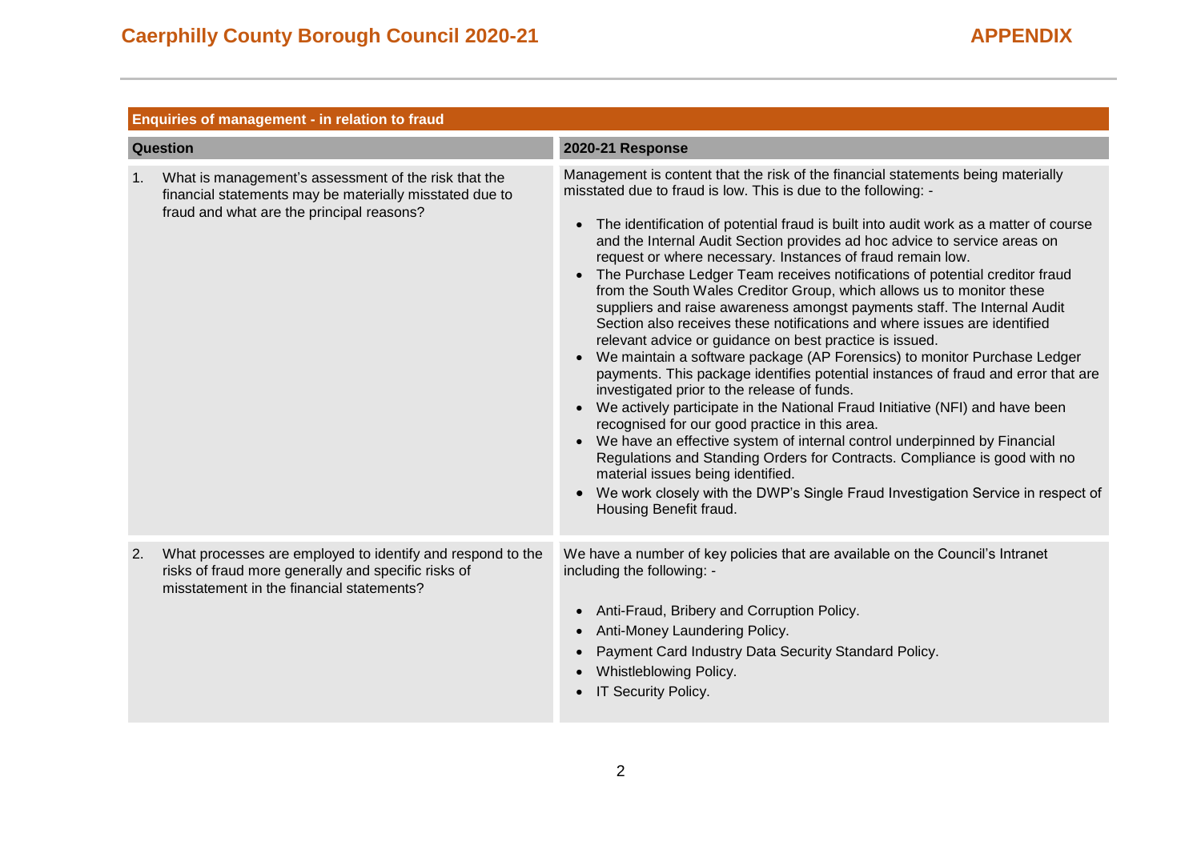| Enquiries of management - in relation to fraud | |
|---|---|
| **Question** | **2020-21 Response** |
| 1. What is management's assessment of the risk that the financial statements may be materially misstated due to fraud and what are the principal reasons? | Management is content that the risk of the financial statements being materially misstated due to fraud is low. This is due to the following: -<br><br>• The identification of potential fraud is built into audit work as a matter of course and the Internal Audit Section provides ad hoc advice to service areas on request or where necessary. Instances of fraud remain low.<br>• The Purchase Ledger Team receives notifications of potential creditor fraud from the South Wales Creditor Group, which allows us to monitor these suppliers and raise awareness amongst payments staff. The Internal Audit Section also receives these notifications and where issues are identified relevant advice or guidance on best practice is issued.<br>• We maintain a software package (AP Forensics) to monitor Purchase Ledger payments. This package identifies potential instances of fraud and error that are investigated prior to the release of funds.<br>• We actively participate in the National Fraud Initiative (NFI) and have been recognised for our good practice in this area.<br>• We have an effective system of internal control underpinned by Financial Regulations and Standing Orders for Contracts. Compliance is good with no material issues being identified.<br>• We work closely with the DWP's Single Fraud Investigation Service in respect of Housing Benefit fraud. |
| 2. What processes are employed to identify and respond to the risks of fraud more generally and specific risks of misstatement in the financial statements? | We have a number of key policies that are available on the Council's Intranet including the following: -<br><br>• Anti-Fraud, Bribery and Corruption Policy.<br>• Anti-Money Laundering Policy.<br>• Payment Card Industry Data Security Standard Policy.<br>• Whistleblowing Policy.<br>• IT Security Policy. |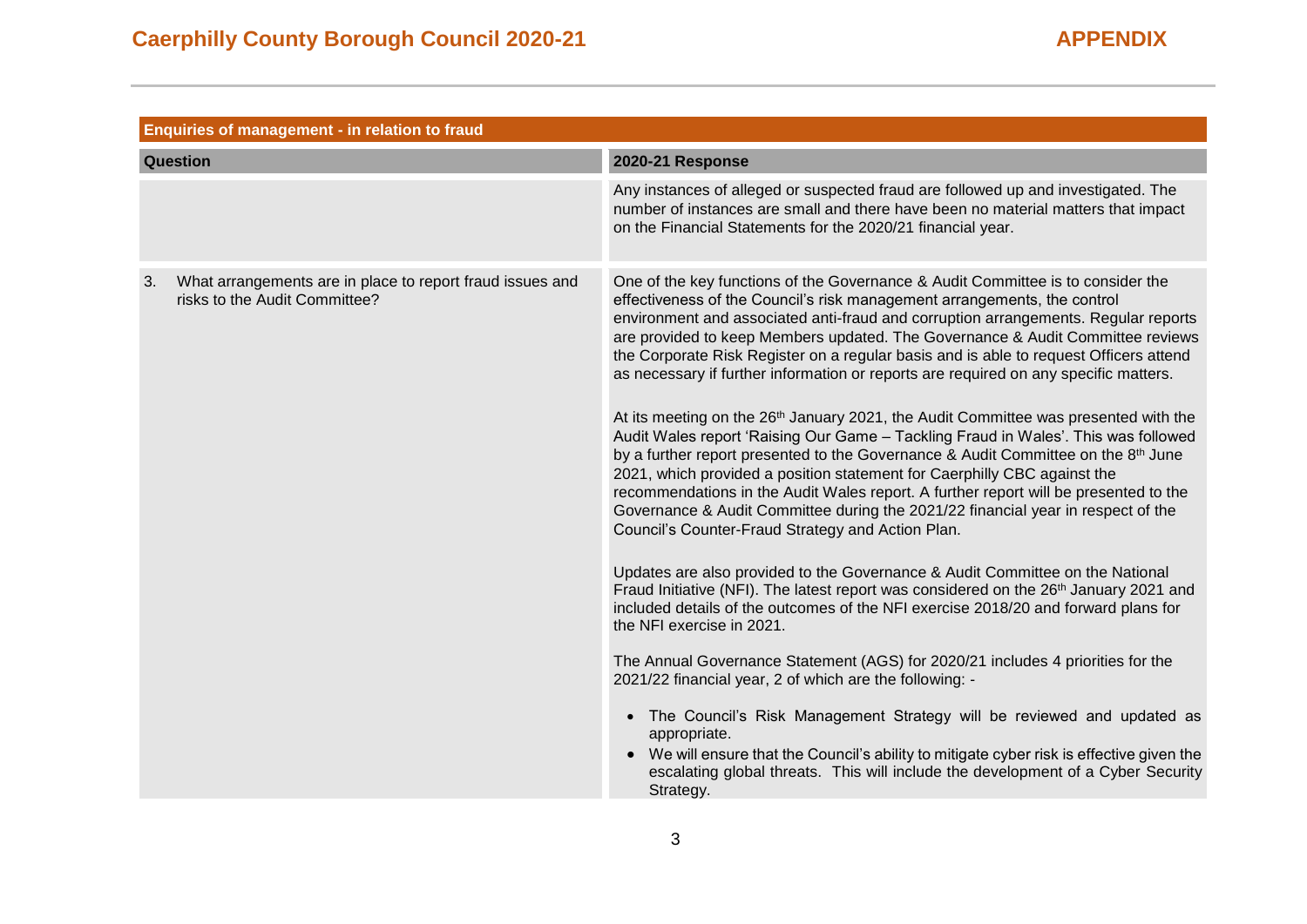| Enquiries of management - in relation to fraud | |
|---|---|
| **Question** | **2020-21 Response** |
| | Any instances of alleged or suspected fraud are followed up and investigated. The number of instances are small and there have been no material matters that impact on the Financial Statements for the 2020/21 financial year. |
| 3. What arrangements are in place to report fraud issues and risks to the Audit Committee? | One of the key functions of the Governance & Audit Committee is to consider the effectiveness of the Council's risk management arrangements, the control environment and associated anti-fraud and corruption arrangements. Regular reports are provided to keep Members updated. The Governance & Audit Committee reviews the Corporate Risk Register on a regular basis and is able to request Officers attend as necessary if further information or reports are required on any specific matters.<br><br>At its meeting on the 26th January 2021, the Audit Committee was presented with the Audit Wales report 'Raising Our Game – Tackling Fraud in Wales'. This was followed by a further report presented to the Governance & Audit Committee on the 8th June 2021, which provided a position statement for Caerphilly CBC against the recommendations in the Audit Wales report. A further report will be presented to the Governance & Audit Committee during the 2021/22 financial year in respect of the Council's Counter-Fraud Strategy and Action Plan.<br><br>Updates are also provided to the Governance & Audit Committee on the National Fraud Initiative (NFI). The latest report was considered on the 26th January 2021 and included details of the outcomes of the NFI exercise 2018/20 and forward plans for the NFI exercise in 2021.<br><br>The Annual Governance Statement (AGS) for 2020/21 includes 4 priorities for the 2021/22 financial year, 2 of which are the following: -<br><br>• The Council's Risk Management Strategy will be reviewed and updated as appropriate.<br>• We will ensure that the Council's ability to mitigate cyber risk is effective given the escalating global threats. This will include the development of a Cyber Security Strategy. |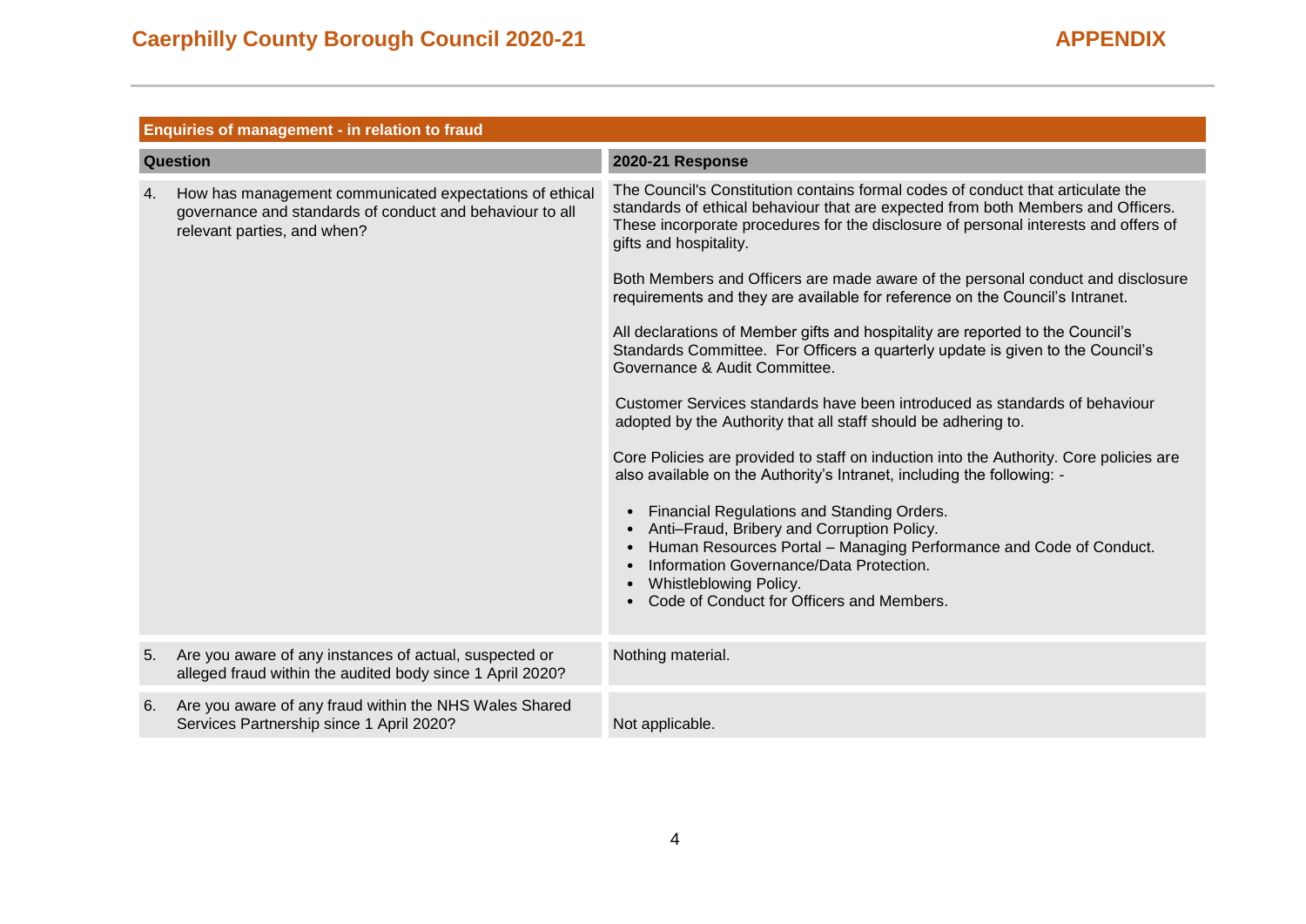| Enquiries of management - in relation to fraud | |
|---|---|
| **Question** | **2020-21 Response** |
| 4. How has management communicated expectations of ethical governance and standards of conduct and behaviour to all relevant parties, and when? | The Council's Constitution contains formal codes of conduct that articulate the standards of ethical behaviour that are expected from both Members and Officers. These incorporate procedures for the disclosure of personal interests and offers of gifts and hospitality.<br><br>Both Members and Officers are made aware of the personal conduct and disclosure requirements and they are available for reference on the Council's Intranet.<br><br>All declarations of Member gifts and hospitality are reported to the Council's Standards Committee. For Officers a quarterly update is given to the Council's Governance & Audit Committee.<br><br>Customer Services standards have been introduced as standards of behaviour adopted by the Authority that all staff should be adhering to.<br><br>Core Policies are provided to staff on induction into the Authority. Core policies are also available on the Authority's Intranet, including the following: -<br><br>• Financial Regulations and Standing Orders.<br>• Anti–Fraud, Bribery and Corruption Policy.<br>• Human Resources Portal – Managing Performance and Code of Conduct.<br>• Information Governance/Data Protection.<br>• Whistleblowing Policy.<br>• Code of Conduct for Officers and Members. |
| 5. Are you aware of any instances of actual, suspected or alleged fraud within the audited body since 1 April 2020? | Nothing material. |
| 6. Are you aware of any fraud within the NHS Wales Shared Services Partnership since 1 April 2020? | Not applicable. |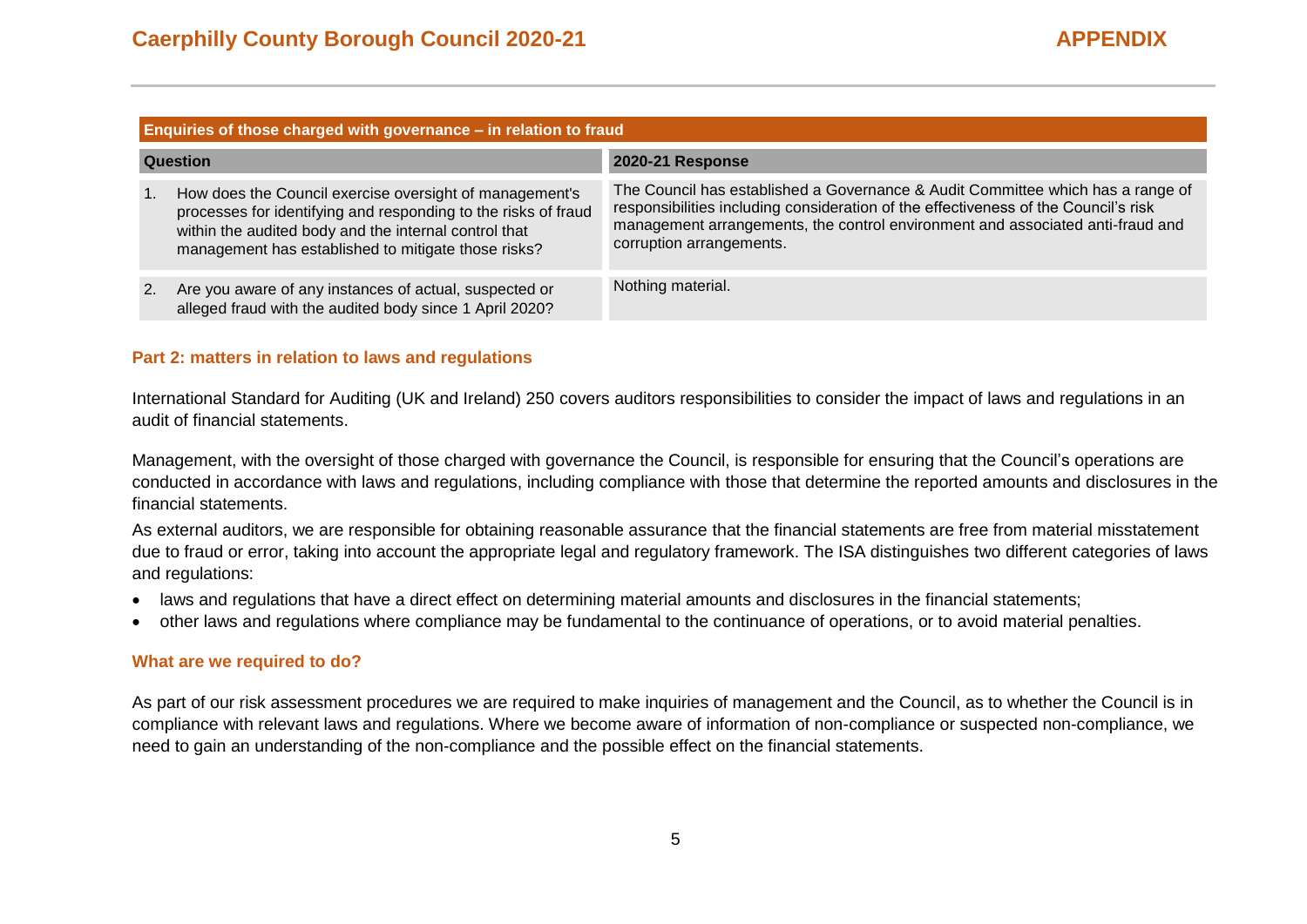| Enquiries of those charged with governance – in relation to fraud | |
|---|---|
| **Question** | **2020-21 Response** |
| 1. How does the Council exercise oversight of management's processes for identifying and responding to the risks of fraud within the audited body and the internal control that management has established to mitigate those risks? | The Council has established a Governance & Audit Committee which has a range of responsibilities including consideration of the effectiveness of the Council's risk management arrangements, the control environment and associated anti-fraud and corruption arrangements. |
| 2. Are you aware of any instances of actual, suspected or alleged fraud with the audited body since 1 April 2020? | Nothing material. |

## Part 2: matters in relation to laws and regulations

International Standard for Auditing (UK and Ireland) 250 covers auditors responsibilities to consider the impact of laws and regulations in an audit of financial statements.

Management, with the oversight of those charged with governance the Council, is responsible for ensuring that the Council's operations are conducted in accordance with laws and regulations, including compliance with those that determine the reported amounts and disclosures in the financial statements.

As external auditors, we are responsible for obtaining reasonable assurance that the financial statements are free from material misstatement due to fraud or error, taking into account the appropriate legal and regulatory framework. The ISA distinguishes two different categories of laws and regulations:

- laws and regulations that have a direct effect on determining material amounts and disclosures in the financial statements;
- other laws and regulations where compliance may be fundamental to the continuance of operations, or to avoid material penalties.

## What are we required to do?

As part of our risk assessment procedures we are required to make inquiries of management and the Council, as to whether the Council is in compliance with relevant laws and regulations. Where we become aware of information of non-compliance or suspected non-compliance, we need to gain an understanding of the non-compliance and the possible effect on the financial statements.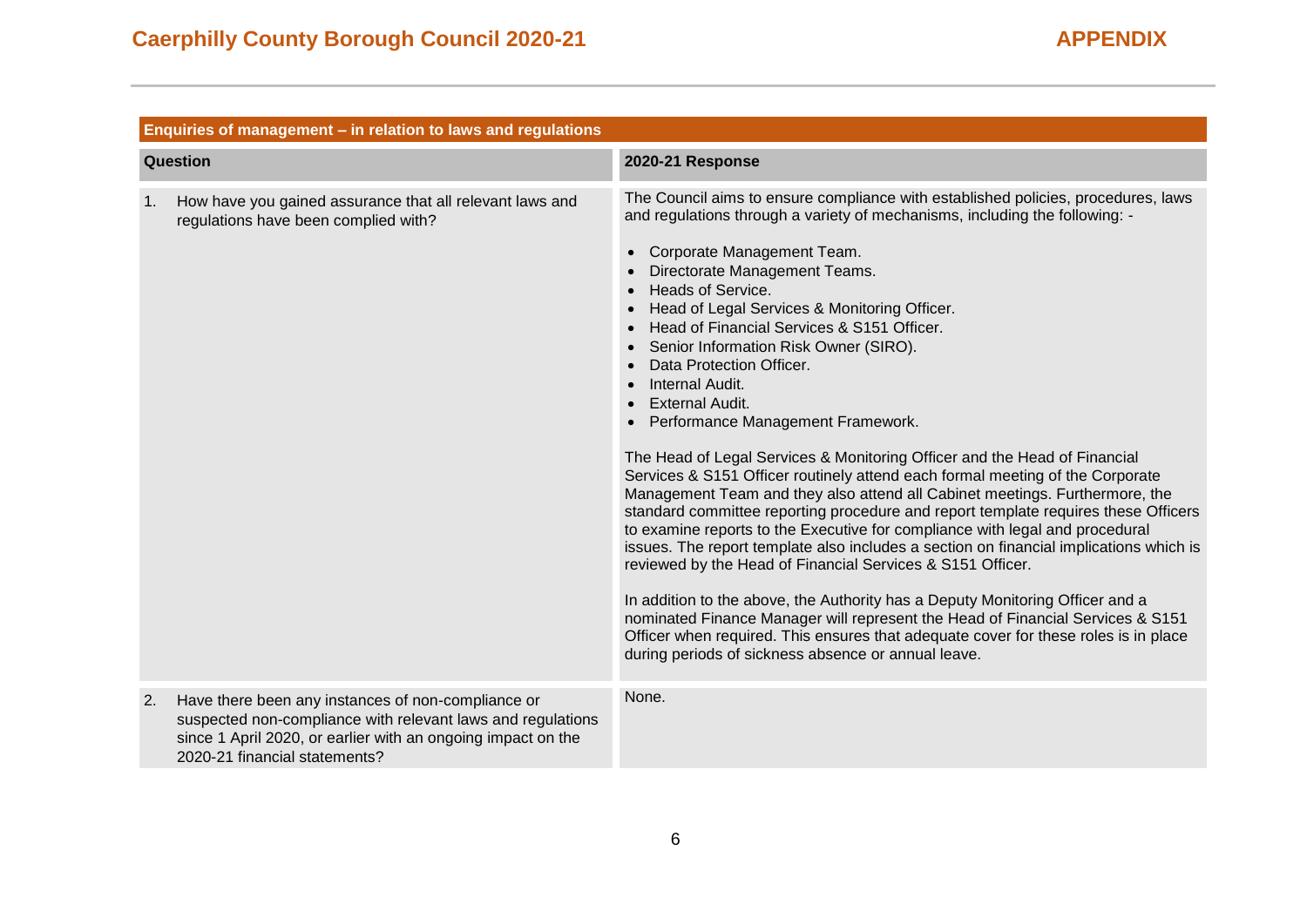| Enquiries of management – in relation to laws and regulations | |
|---|---|
| **Question** | **2020-21 Response** |
| 1. How have you gained assurance that all relevant laws and regulations have been complied with? | The Council aims to ensure compliance with established policies, procedures, laws and regulations through a variety of mechanisms, including the following: -<br><br>• Corporate Management Team.<br>• Directorate Management Teams.<br>• Heads of Service.<br>• Head of Legal Services & Monitoring Officer.<br>• Head of Financial Services & S151 Officer.<br>• Senior Information Risk Owner (SIRO).<br>• Data Protection Officer.<br>• Internal Audit.<br>• External Audit.<br>• Performance Management Framework.<br><br>The Head of Legal Services & Monitoring Officer and the Head of Financial Services & S151 Officer routinely attend each formal meeting of the Corporate Management Team and they also attend all Cabinet meetings. Furthermore, the standard committee reporting procedure and report template requires these Officers to examine reports to the Executive for compliance with legal and procedural issues. The report template also includes a section on financial implications which is reviewed by the Head of Financial Services & S151 Officer.<br><br>In addition to the above, the Authority has a Deputy Monitoring Officer and a nominated Finance Manager will represent the Head of Financial Services & S151 Officer when required. This ensures that adequate cover for these roles is in place during periods of sickness absence or annual leave. |
| 2. Have there been any instances of non-compliance or suspected non-compliance with relevant laws and regulations since 1 April 2020, or earlier with an ongoing impact on the 2020-21 financial statements? | None. |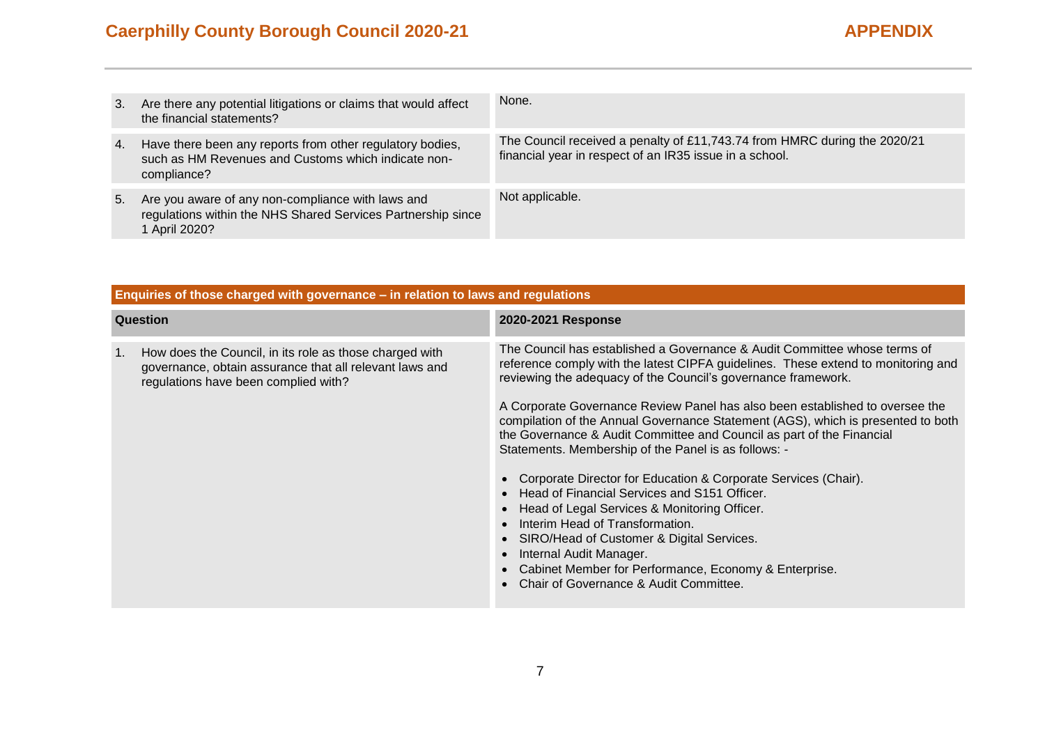| | |
|---|---|
| 3. Are there any potential litigations or claims that would affect the financial statements? | None. |
| 4. Have there been any reports from other regulatory bodies, such as HM Revenues and Customs which indicate non-compliance? | The Council received a penalty of £11,743.74 from HMRC during the 2020/21 financial year in respect of an IR35 issue in a school. |
| 5. Are you aware of any non-compliance with laws and regulations within the NHS Shared Services Partnership since 1 April 2020? | Not applicable. |

**Enquiries of those charged with governance – in relation to laws and regulations**

| Question | 2020-2021 Response |
|---|---|
| 1. How does the Council, in its role as those charged with governance, obtain assurance that all relevant laws and regulations have been complied with? | The Council has established a Governance & Audit Committee whose terms of reference comply with the latest CIPFA guidelines. These extend to monitoring and reviewing the adequacy of the Council's governance framework.<br><br>A Corporate Governance Review Panel has also been established to oversee the compilation of the Annual Governance Statement (AGS), which is presented to both the Governance & Audit Committee and Council as part of the Financial Statements. Membership of the Panel is as follows: -<br><br>• Corporate Director for Education & Corporate Services (Chair).<br>• Head of Financial Services and S151 Officer.<br>• Head of Legal Services & Monitoring Officer.<br>• Interim Head of Transformation.<br>• SIRO/Head of Customer & Digital Services.<br>• Internal Audit Manager.<br>• Cabinet Member for Performance, Economy & Enterprise.<br>• Chair of Governance & Audit Committee. |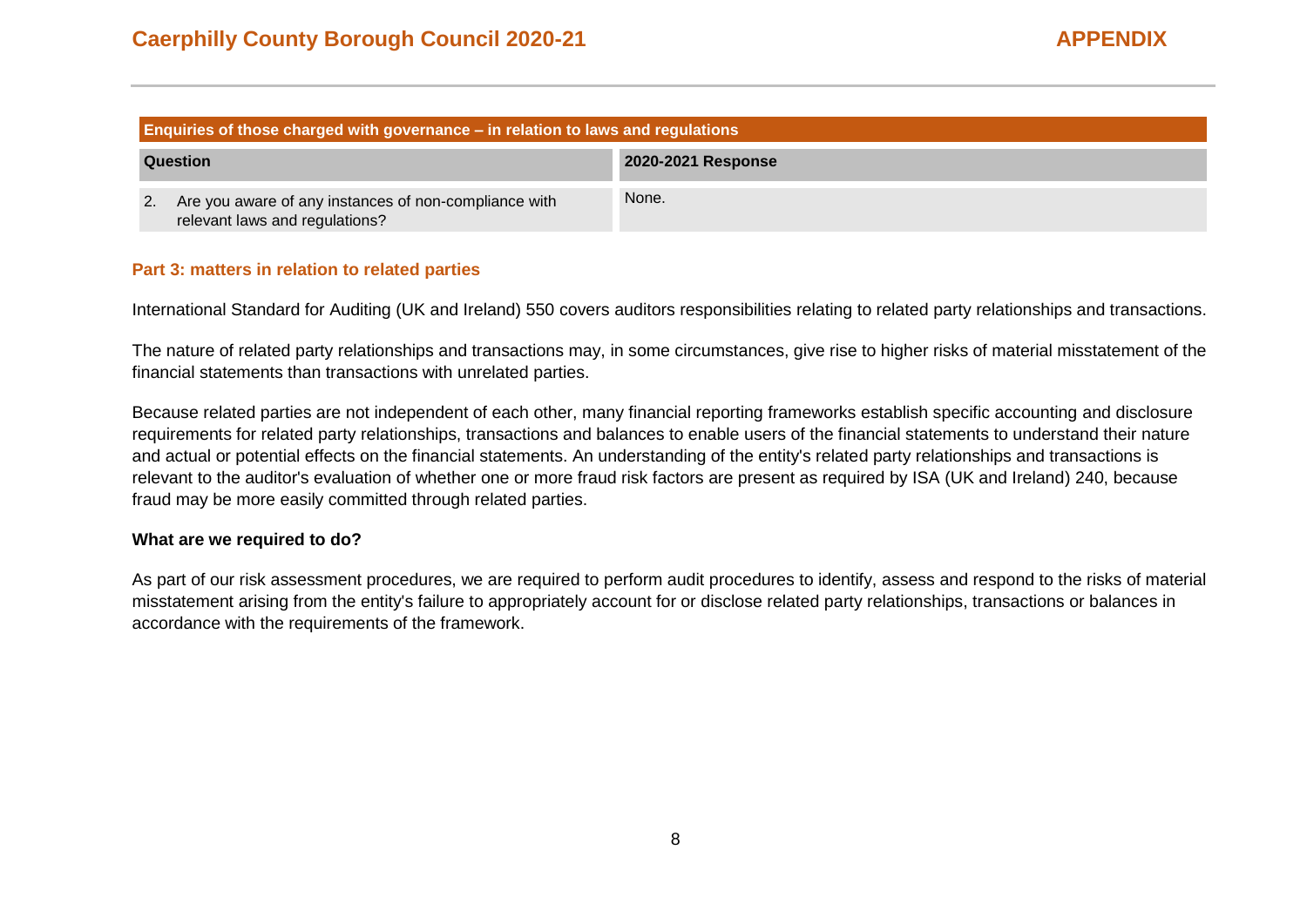| Enquiries of those charged with governance – in relation to laws and regulations | |
|---|---|
| **Question** | **2020-2021 Response** |
| 2. Are you aware of any instances of non-compliance with relevant laws and regulations? | None. |

## Part 3: matters in relation to related parties

International Standard for Auditing (UK and Ireland) 550 covers auditors responsibilities relating to related party relationships and transactions.

The nature of related party relationships and transactions may, in some circumstances, give rise to higher risks of material misstatement of the financial statements than transactions with unrelated parties.

Because related parties are not independent of each other, many financial reporting frameworks establish specific accounting and disclosure requirements for related party relationships, transactions and balances to enable users of the financial statements to understand their nature and actual or potential effects on the financial statements. An understanding of the entity's related party relationships and transactions is relevant to the auditor's evaluation of whether one or more fraud risk factors are present as required by ISA (UK and Ireland) 240, because fraud may be more easily committed through related parties.

### What are we required to do?

As part of our risk assessment procedures, we are required to perform audit procedures to identify, assess and respond to the risks of material misstatement arising from the entity's failure to appropriately account for or disclose related party relationships, transactions or balances in accordance with the requirements of the framework.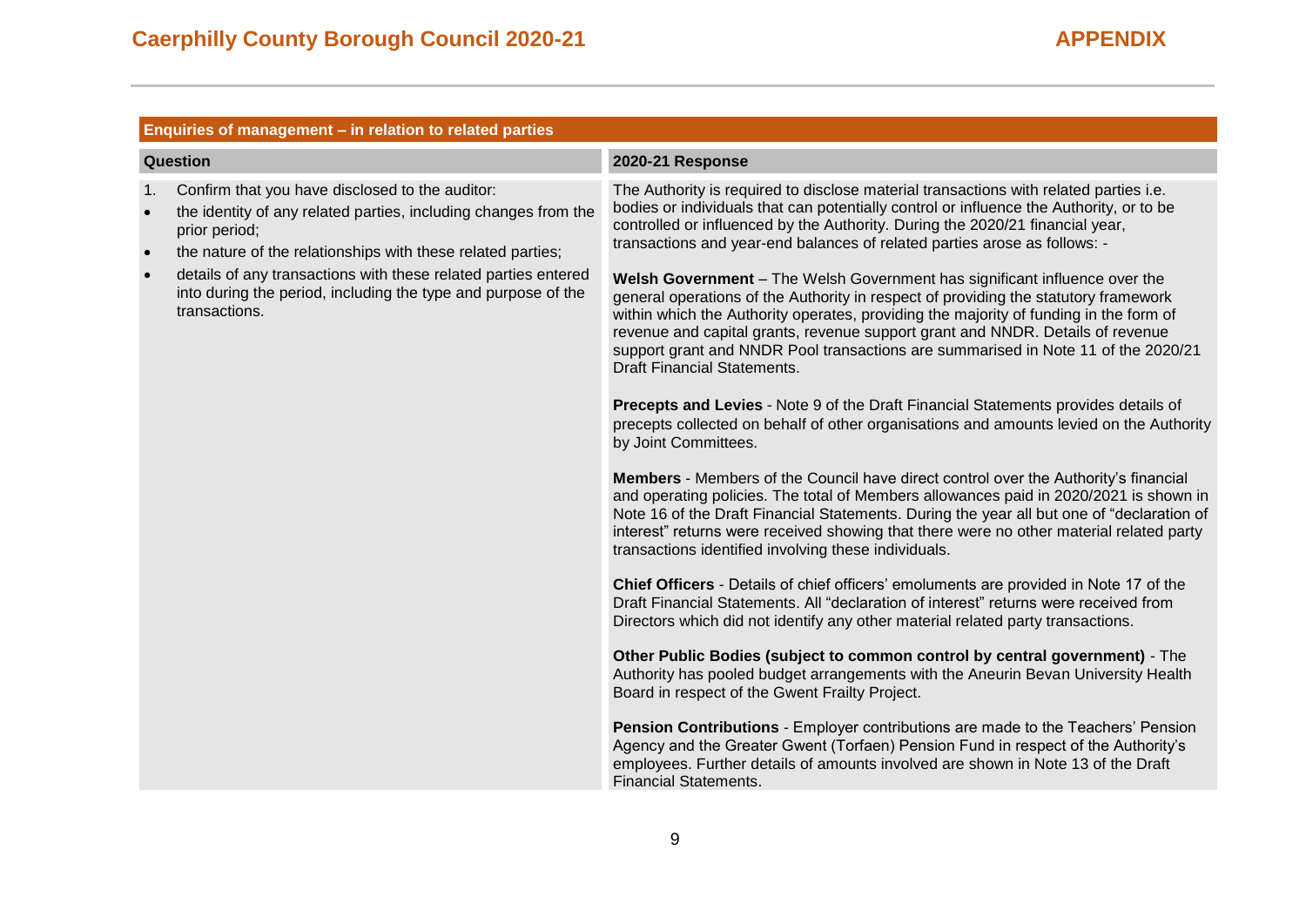## Enquiries of management – in relation to related parties

| Question | 2020-21 Response |
|---|---|
| 1. Confirm that you have disclosed to the auditor:<br>• the identity of any related parties, including changes from the prior period;<br>• the nature of the relationships with these related parties;<br>• details of any transactions with these related parties entered into during the period, including the type and purpose of the transactions. | The Authority is required to disclose material transactions with related parties i.e. bodies or individuals that can potentially control or influence the Authority, or to be controlled or influenced by the Authority. During the 2020/21 financial year, transactions and year-end balances of related parties arose as follows: -<br><br>**Welsh Government** – The Welsh Government has significant influence over the general operations of the Authority in respect of providing the statutory framework within which the Authority operates, providing the majority of funding in the form of revenue and capital grants, revenue support grant and NNDR. Details of revenue support grant and NNDR Pool transactions are summarised in Note 11 of the 2020/21 Draft Financial Statements.<br><br>**Precepts and Levies** - Note 9 of the Draft Financial Statements provides details of precepts collected on behalf of other organisations and amounts levied on the Authority by Joint Committees.<br><br>**Members** - Members of the Council have direct control over the Authority's financial and operating policies. The total of Members allowances paid in 2020/2021 is shown in Note 16 of the Draft Financial Statements. During the year all but one of "declaration of interest" returns were received showing that there were no other material related party transactions identified involving these individuals.<br><br>**Chief Officers** - Details of chief officers' emoluments are provided in Note 17 of the Draft Financial Statements. All "declaration of interest" returns were received from Directors which did not identify any other material related party transactions.<br><br>**Other Public Bodies (subject to common control by central government)** - The Authority has pooled budget arrangements with the Aneurin Bevan University Health Board in respect of the Gwent Frailty Project.<br><br>**Pension Contributions** - Employer contributions are made to the Teachers' Pension Agency and the Greater Gwent (Torfaen) Pension Fund in respect of the Authority's employees. Further details of amounts involved are shown in Note 13 of the Draft Financial Statements. |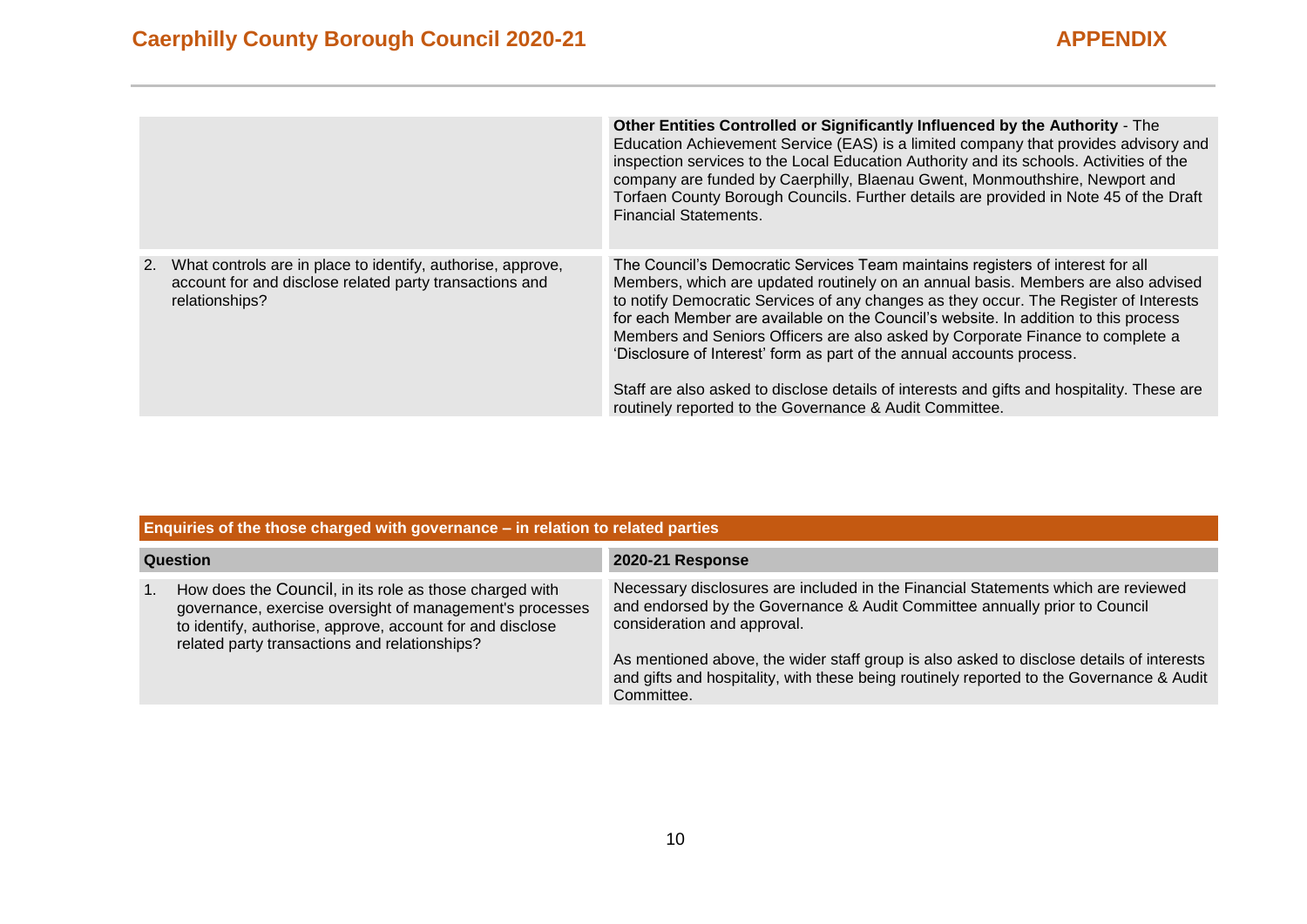| | |
|---|---|
| | **Other Entities Controlled or Significantly Influenced by the Authority** - The Education Achievement Service (EAS) is a limited company that provides advisory and inspection services to the Local Education Authority and its schools. Activities of the company are funded by Caerphilly, Blaenau Gwent, Monmouthshire, Newport and Torfaen County Borough Councils. Further details are provided in Note 45 of the Draft Financial Statements. |
| 2. What controls are in place to identify, authorise, approve, account for and disclose related party transactions and relationships? | The Council's Democratic Services Team maintains registers of interest for all Members, which are updated routinely on an annual basis. Members are also advised to notify Democratic Services of any changes as they occur. The Register of Interests for each Member are available on the Council's website. In addition to this process Members and Seniors Officers are also asked by Corporate Finance to complete a 'Disclosure of Interest' form as part of the annual accounts process.<br><br>Staff are also asked to disclose details of interests and gifts and hospitality. These are routinely reported to the Governance & Audit Committee. |

**Enquiries of the those charged with governance – in relation to related parties**

| Question | 2020-21 Response |
|---|---|
| 1. How does the Council, in its role as those charged with governance, exercise oversight of management's processes to identify, authorise, approve, account for and disclose related party transactions and relationships? | Necessary disclosures are included in the Financial Statements which are reviewed and endorsed by the Governance & Audit Committee annually prior to Council consideration and approval.<br><br>As mentioned above, the wider staff group is also asked to disclose details of interests and gifts and hospitality, with these being routinely reported to the Governance & Audit Committee. |